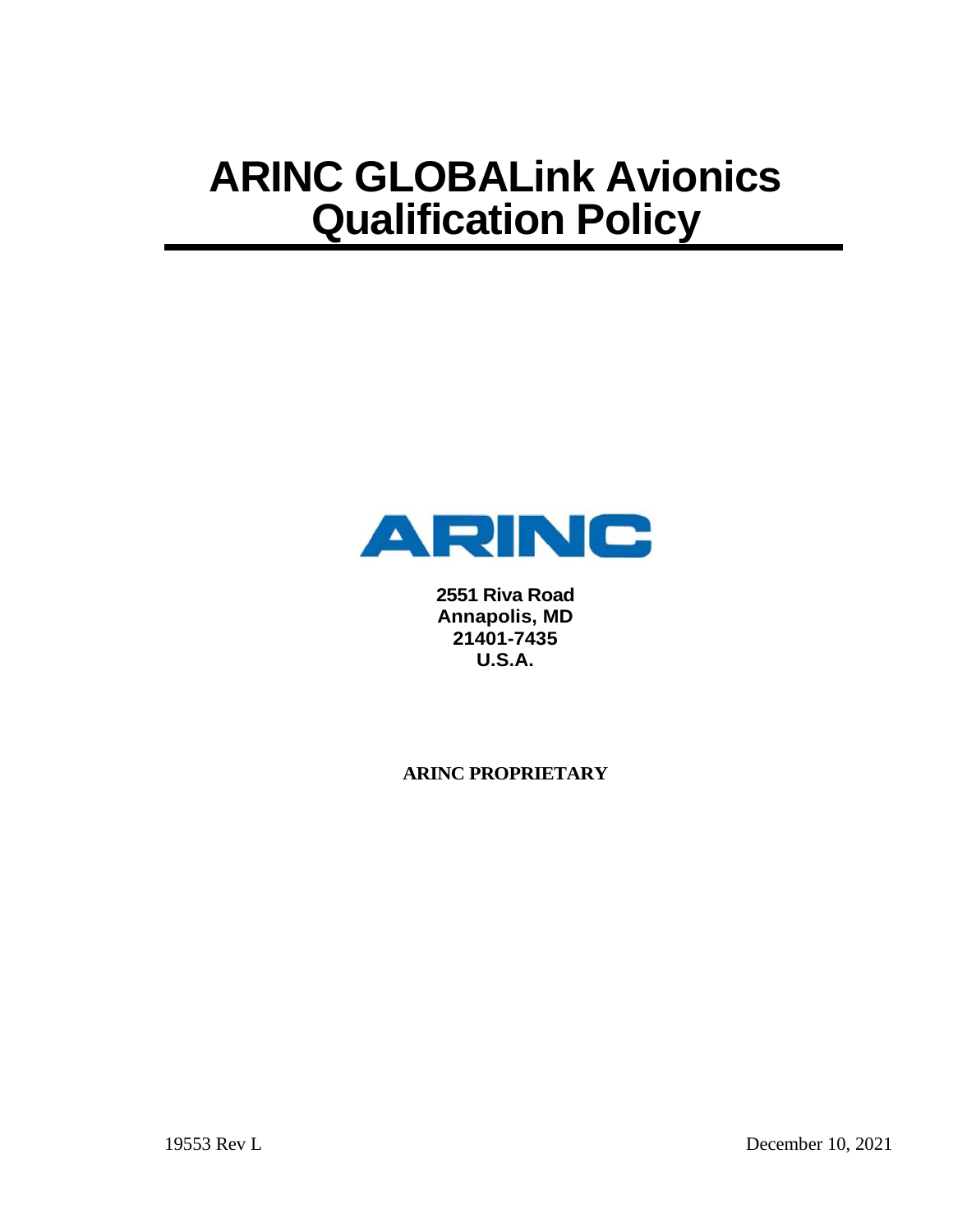# ARINC GLOBALink Avionics Qualification Policy

ARINC

**2551 Riva Road**
**Annapolis, MD**
**21401-7435**
**U.S.A.**

**ARINC PROPRIETARY**

19553 Rev L

December 10, 2021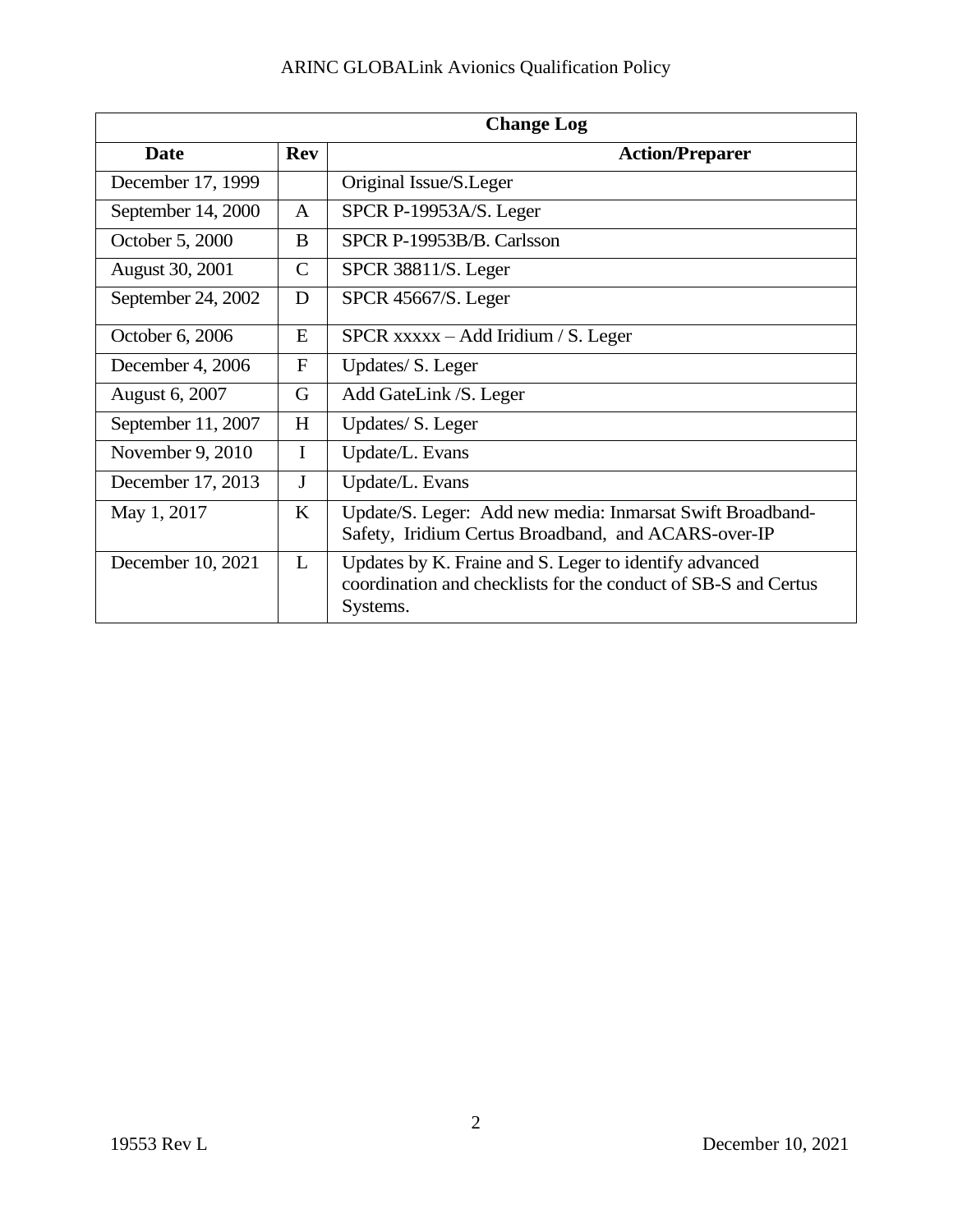| Change Log | | |
|---|---|---|
| **Date** | **Rev** | **Action/Preparer** |
| December 17, 1999 | | Original Issue/S.Leger |
| September 14, 2000 | A | SPCR P-19953A/S. Leger |
| October 5, 2000 | B | SPCR P-19953B/B. Carlsson |
| August 30, 2001 | C | SPCR 38811/S. Leger |
| September 24, 2002 | D | SPCR 45667/S. Leger |
| October 6, 2006 | E | SPCR xxxxx – Add Iridium / S. Leger |
| December 4, 2006 | F | Updates/ S. Leger |
| August 6, 2007 | G | Add GateLink /S. Leger |
| September 11, 2007 | H | Updates/ S. Leger |
| November 9, 2010 | I | Update/L. Evans |
| December 17, 2013 | J | Update/L. Evans |
| May 1, 2017 | K | Update/S. Leger: Add new media: Inmarsat Swift Broadband-Safety, Iridium Certus Broadband, and ACARS-over-IP |
| December 10, 2021 | L | Updates by K. Fraine and S. Leger to identify advanced coordination and checklists for the conduct of SB-S and Certus Systems. |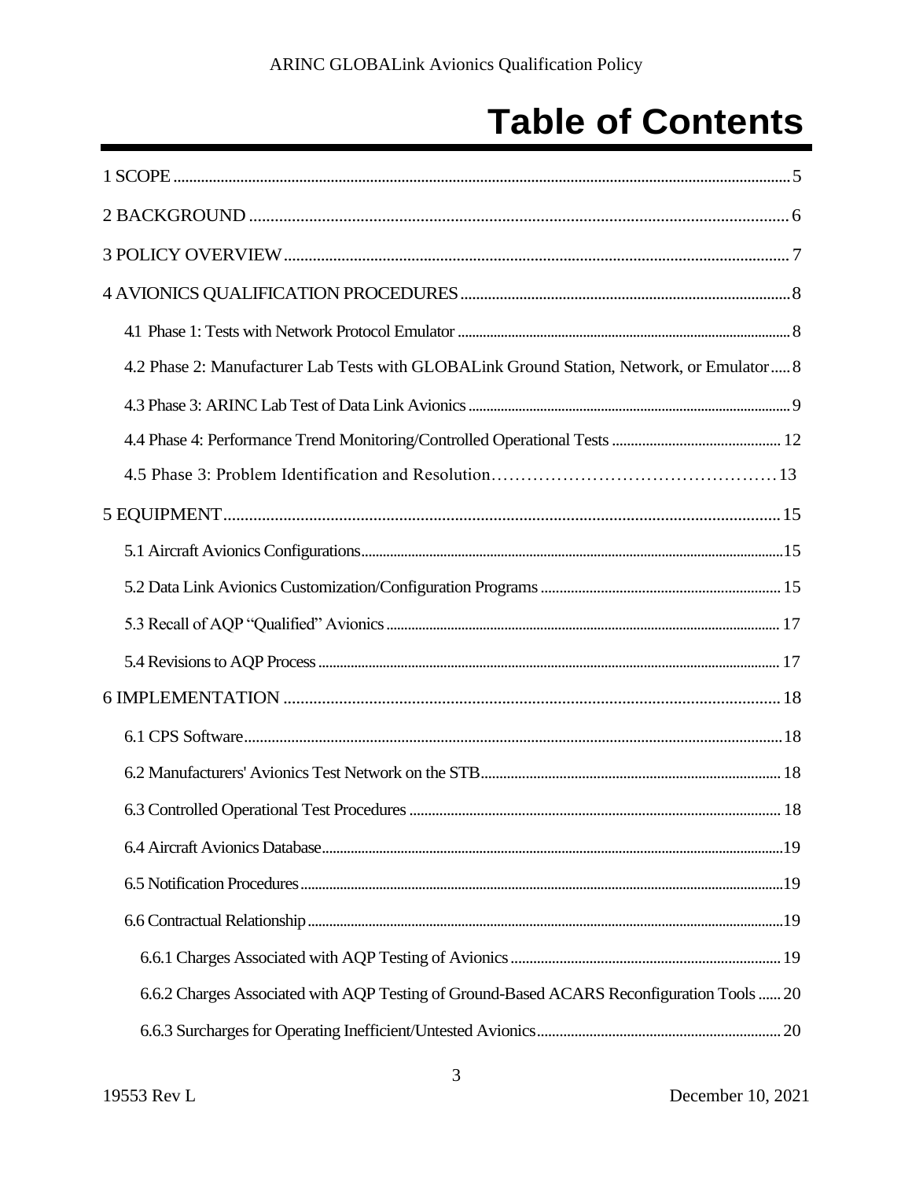# Table of Contents

1 SCOPE ........................................................................................................................................... 5

2 BACKGROUND ............................................................................................................................. 6

3 POLICY OVERVIEW ..................................................................................................................... 7

4 AVIONICS QUALIFICATION PROCEDURES ............................................................................ 8

- 4.1 Phase 1: Tests with Network Protocol Emulator ........................................................................ 8
- 4.2 Phase 2: Manufacturer Lab Tests with GLOBALink Ground Station, Network, or Emulator ..... 8
- 4.3 Phase 3: ARINC Lab Test of Data Link Avionics ..................................................................... 9
- 4.4 Phase 4: Performance Trend Monitoring/Controlled Operational Tests .................................. 12
- 4.5 Phase 3: Problem Identification and Resolution ...................................................................... 13

5 EQUIPMENT ................................................................................................................................ 15

- 5.1 Aircraft Avionics Configurations ............................................................................................. 15
- 5.2 Data Link Avionics Customization/Configuration Programs .................................................. 15
- 5.3 Recall of AQP "Qualified" Avionics ........................................................................................ 17
- 5.4 Revisions to AQP Process ........................................................................................................ 17

6 IMPLEMENTATION .................................................................................................................... 18

- 6.1 CPS Software ............................................................................................................................ 18
- 6.2 Manufacturers' Avionics Test Network on the STB ................................................................. 18
- 6.3 Controlled Operational Test Procedures ................................................................................... 18
- 6.4 Aircraft Avionics Database ....................................................................................................... 19
- 6.5 Notification Procedures ............................................................................................................ 19
- 6.6 Contractual Relationship ........................................................................................................... 19
  - 6.6.1 Charges Associated with AQP Testing of Avionics ........................................................ 19
  - 6.6.2 Charges Associated with AQP Testing of Ground-Based ACARS Reconfiguration Tools ...... 20
  - 6.6.3 Surcharges for Operating Inefficient/Untested Avionics ................................................. 20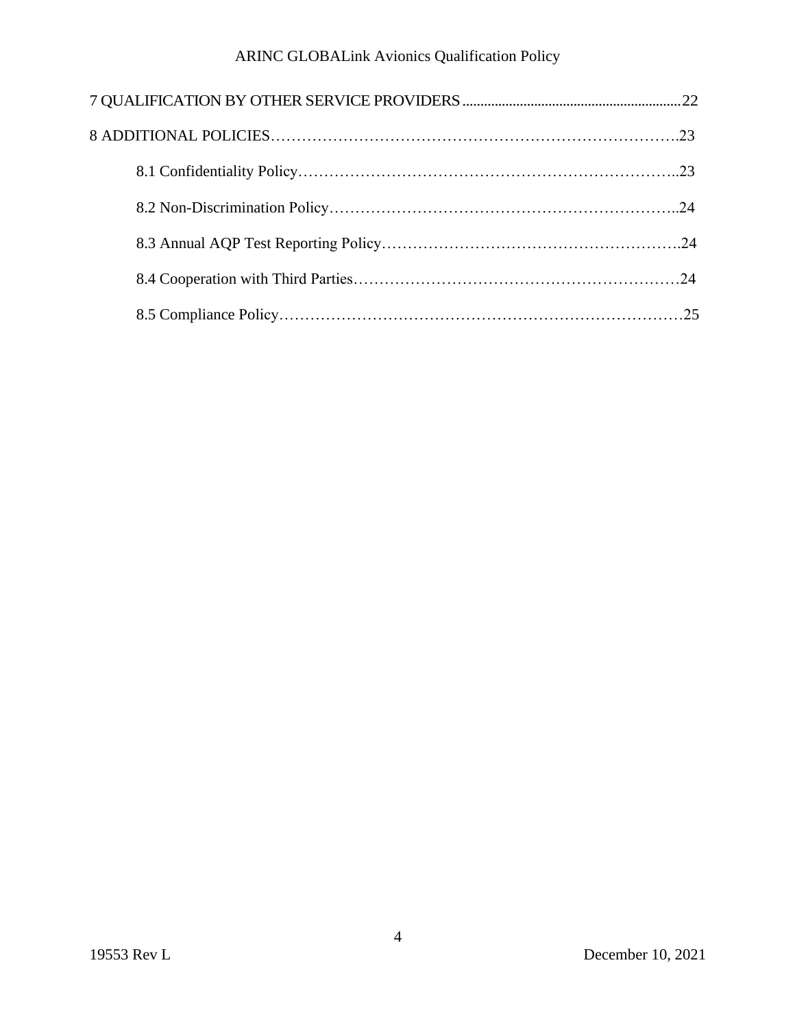7 QUALIFICATION BY OTHER SERVICE PROVIDERS ............................................................ 22

8 ADDITIONAL POLICIES………………………………………………………………….23

- 8.1 Confidentiality Policy……………………………………………………………..23
- 8.2 Non-Discrimination Policy………………………………………………………..24
- 8.3 Annual AQP Test Reporting Policy……………………………………………….24
- 8.4 Cooperation with Third Parties……………………………………………………24
- 8.5 Compliance Policy…………………………………………………………………25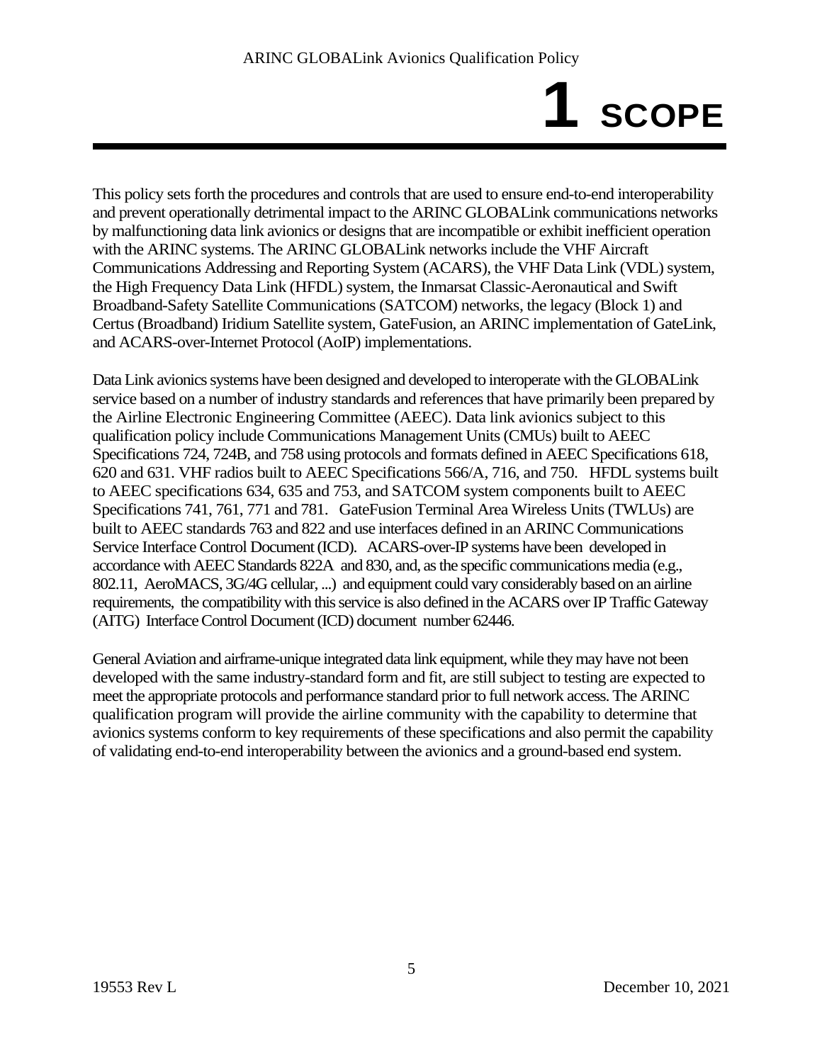# 1 SCOPE

This policy sets forth the procedures and controls that are used to ensure end-to-end interoperability and prevent operationally detrimental impact to the ARINC GLOBALink communications networks by malfunctioning data link avionics or designs that are incompatible or exhibit inefficient operation with the ARINC systems. The ARINC GLOBALink networks include the VHF Aircraft Communications Addressing and Reporting System (ACARS), the VHF Data Link (VDL) system, the High Frequency Data Link (HFDL) system, the Inmarsat Classic-Aeronautical and Swift Broadband-Safety Satellite Communications (SATCOM) networks, the legacy (Block 1) and Certus (Broadband) Iridium Satellite system, GateFusion, an ARINC implementation of GateLink, and ACARS-over-Internet Protocol (AoIP) implementations.

Data Link avionics systems have been designed and developed to interoperate with the GLOBALink service based on a number of industry standards and references that have primarily been prepared by the Airline Electronic Engineering Committee (AEEC). Data link avionics subject to this qualification policy include Communications Management Units (CMUs) built to AEEC Specifications 724, 724B, and 758 using protocols and formats defined in AEEC Specifications 618, 620 and 631. VHF radios built to AEEC Specifications 566/A, 716, and 750. HFDL systems built to AEEC specifications 634, 635 and 753, and SATCOM system components built to AEEC Specifications 741, 761, 771 and 781. GateFusion Terminal Area Wireless Units (TWLUs) are built to AEEC standards 763 and 822 and use interfaces defined in an ARINC Communications Service Interface Control Document (ICD). ACARS-over-IP systems have been developed in accordance with AEEC Standards 822A and 830, and, as the specific communications media (e.g., 802.11, AeroMACS, 3G/4G cellular, ...) and equipment could vary considerably based on an airline requirements, the compatibility with this service is also defined in the ACARS over IP Traffic Gateway (AITG) Interface Control Document (ICD) document number 62446.

General Aviation and airframe-unique integrated data link equipment, while they may have not been developed with the same industry-standard form and fit, are still subject to testing are expected to meet the appropriate protocols and performance standard prior to full network access. The ARINC qualification program will provide the airline community with the capability to determine that avionics systems conform to key requirements of these specifications and also permit the capability of validating end-to-end interoperability between the avionics and a ground-based end system.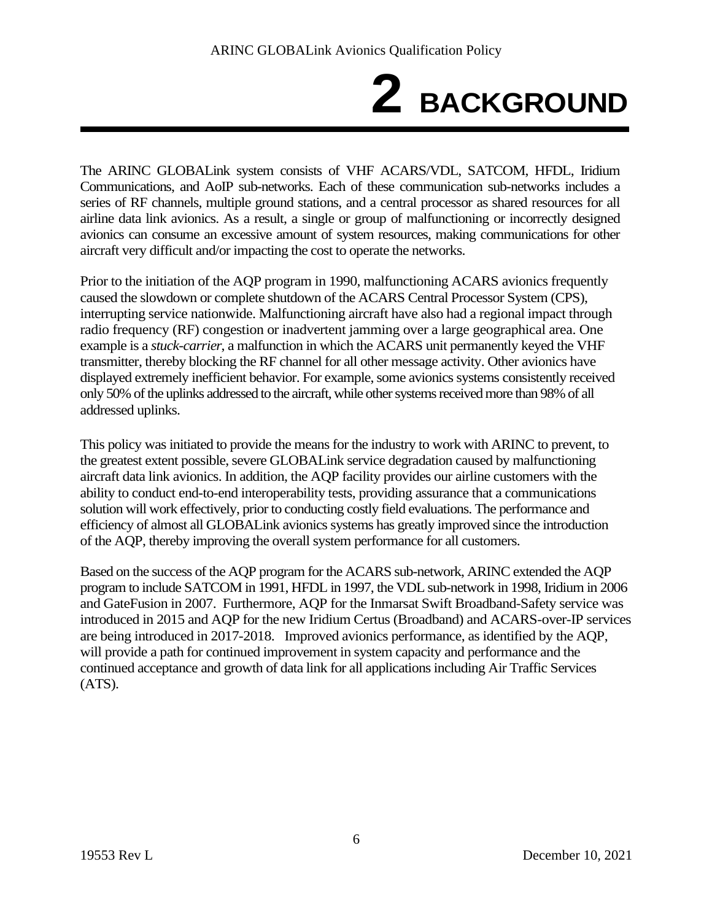# 2 BACKGROUND

The ARINC GLOBALink system consists of VHF ACARS/VDL, SATCOM, HFDL, Iridium Communications, and AoIP sub-networks. Each of these communication sub-networks includes a series of RF channels, multiple ground stations, and a central processor as shared resources for all airline data link avionics. As a result, a single or group of malfunctioning or incorrectly designed avionics can consume an excessive amount of system resources, making communications for other aircraft very difficult and/or impacting the cost to operate the networks.

Prior to the initiation of the AQP program in 1990, malfunctioning ACARS avionics frequently caused the slowdown or complete shutdown of the ACARS Central Processor System (CPS), interrupting service nationwide. Malfunctioning aircraft have also had a regional impact through radio frequency (RF) congestion or inadvertent jamming over a large geographical area. One example is a *stuck-carrier*, a malfunction in which the ACARS unit permanently keyed the VHF transmitter, thereby blocking the RF channel for all other message activity. Other avionics have displayed extremely inefficient behavior. For example, some avionics systems consistently received only 50% of the uplinks addressed to the aircraft, while other systems received more than 98% of all addressed uplinks.

This policy was initiated to provide the means for the industry to work with ARINC to prevent, to the greatest extent possible, severe GLOBALink service degradation caused by malfunctioning aircraft data link avionics. In addition, the AQP facility provides our airline customers with the ability to conduct end-to-end interoperability tests, providing assurance that a communications solution will work effectively, prior to conducting costly field evaluations. The performance and efficiency of almost all GLOBALink avionics systems has greatly improved since the introduction of the AQP, thereby improving the overall system performance for all customers.

Based on the success of the AQP program for the ACARS sub-network, ARINC extended the AQP program to include SATCOM in 1991, HFDL in 1997, the VDL sub-network in 1998, Iridium in 2006 and GateFusion in 2007. Furthermore, AQP for the Inmarsat Swift Broadband-Safety service was introduced in 2015 and AQP for the new Iridium Certus (Broadband) and ACARS-over-IP services are being introduced in 2017-2018. Improved avionics performance, as identified by the AQP, will provide a path for continued improvement in system capacity and performance and the continued acceptance and growth of data link for all applications including Air Traffic Services (ATS).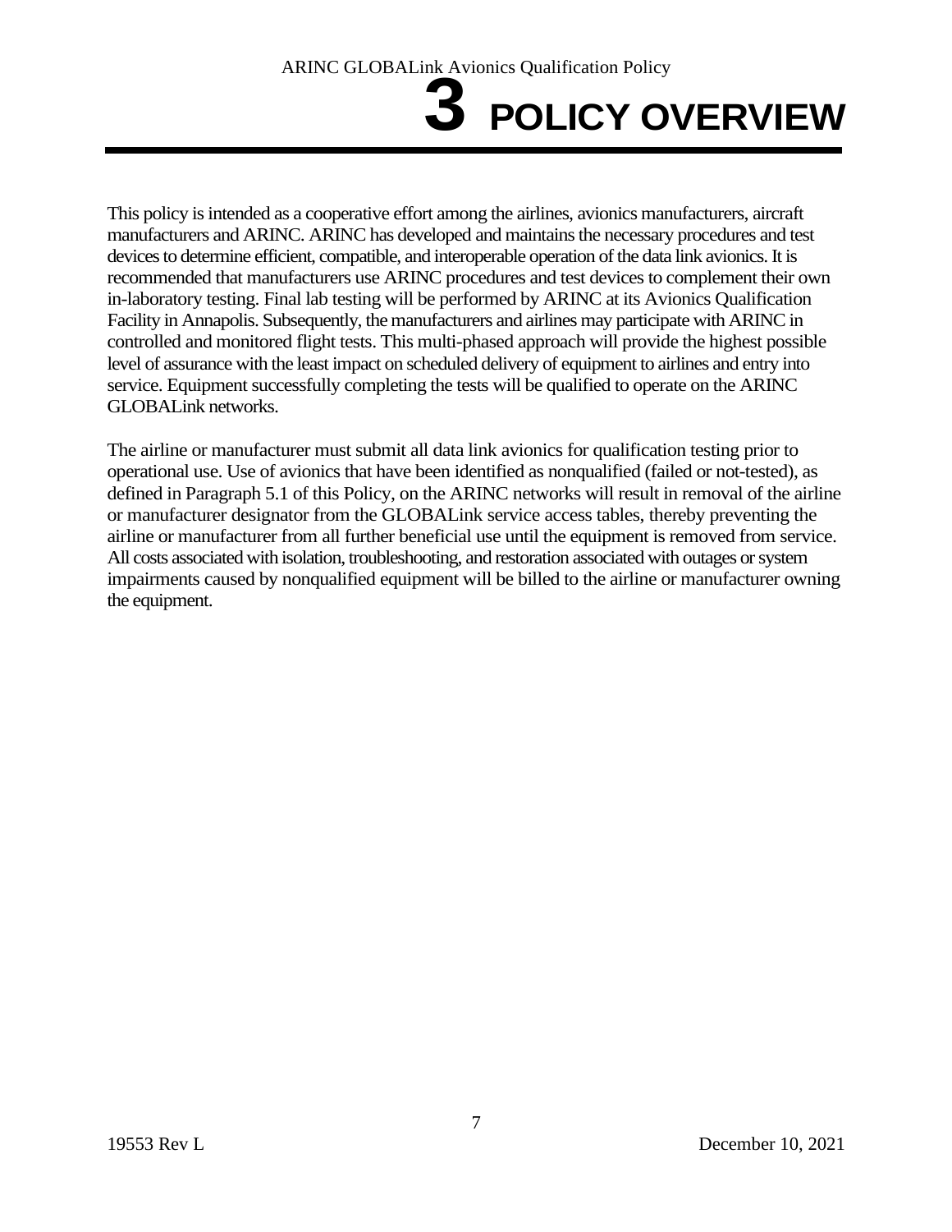# 3 POLICY OVERVIEW

This policy is intended as a cooperative effort among the airlines, avionics manufacturers, aircraft manufacturers and ARINC. ARINC has developed and maintains the necessary procedures and test devices to determine efficient, compatible, and interoperable operation of the data link avionics. It is recommended that manufacturers use ARINC procedures and test devices to complement their own in-laboratory testing. Final lab testing will be performed by ARINC at its Avionics Qualification Facility in Annapolis. Subsequently, the manufacturers and airlines may participate with ARINC in controlled and monitored flight tests. This multi-phased approach will provide the highest possible level of assurance with the least impact on scheduled delivery of equipment to airlines and entry into service. Equipment successfully completing the tests will be qualified to operate on the ARINC GLOBALink networks.

The airline or manufacturer must submit all data link avionics for qualification testing prior to operational use. Use of avionics that have been identified as nonqualified (failed or not-tested), as defined in Paragraph 5.1 of this Policy, on the ARINC networks will result in removal of the airline or manufacturer designator from the GLOBALink service access tables, thereby preventing the airline or manufacturer from all further beneficial use until the equipment is removed from service. All costs associated with isolation, troubleshooting, and restoration associated with outages or system impairments caused by nonqualified equipment will be billed to the airline or manufacturer owning the equipment.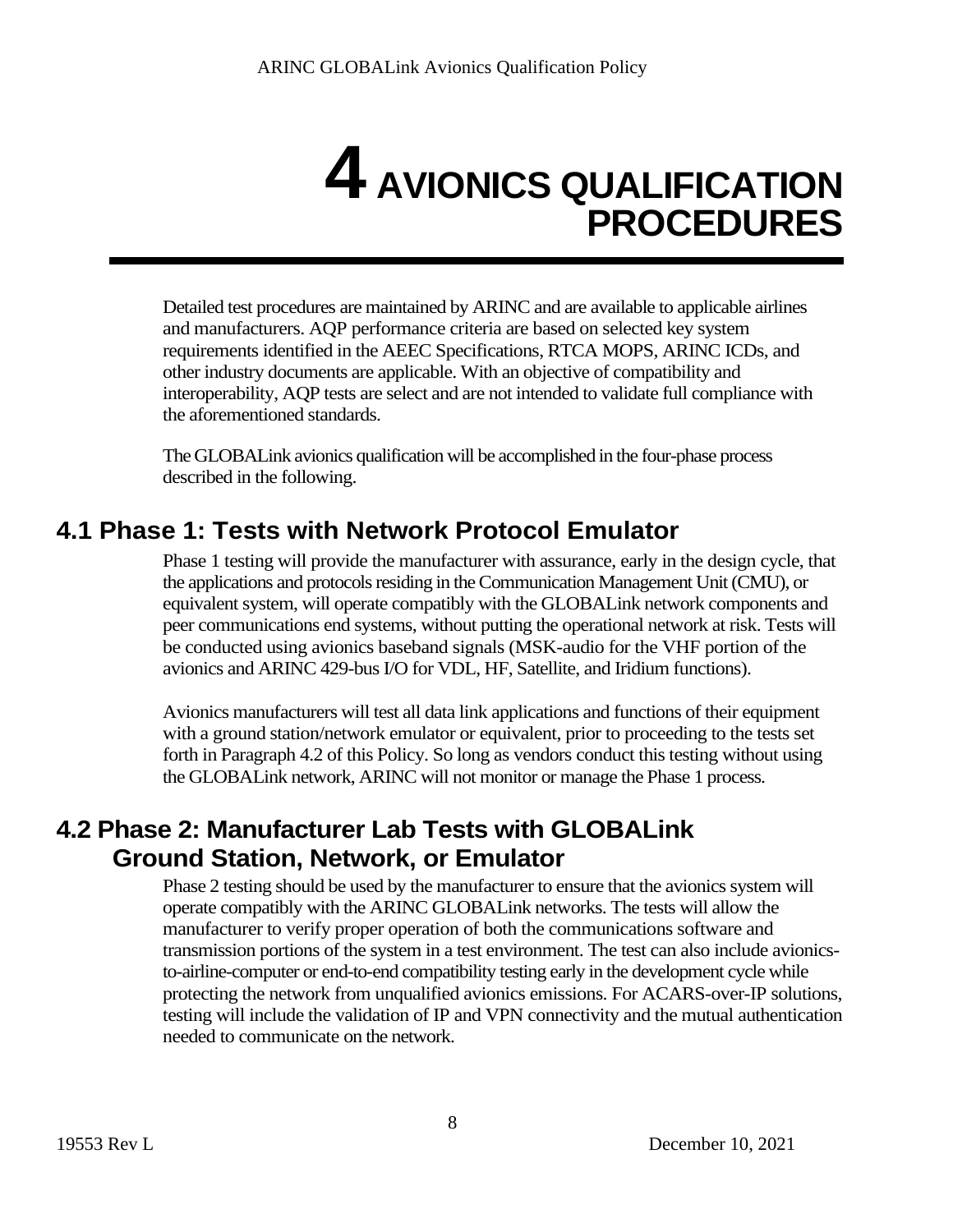# 4 AVIONICS QUALIFICATION PROCEDURES

Detailed test procedures are maintained by ARINC and are available to applicable airlines and manufacturers. AQP performance criteria are based on selected key system requirements identified in the AEEC Specifications, RTCA MOPS, ARINC ICDs, and other industry documents are applicable. With an objective of compatibility and interoperability, AQP tests are select and are not intended to validate full compliance with the aforementioned standards.

The GLOBALink avionics qualification will be accomplished in the four-phase process described in the following.

## 4.1 Phase 1: Tests with Network Protocol Emulator

Phase 1 testing will provide the manufacturer with assurance, early in the design cycle, that the applications and protocols residing in the Communication Management Unit (CMU), or equivalent system, will operate compatibly with the GLOBALink network components and peer communications end systems, without putting the operational network at risk. Tests will be conducted using avionics baseband signals (MSK-audio for the VHF portion of the avionics and ARINC 429-bus I/O for VDL, HF, Satellite, and Iridium functions).

Avionics manufacturers will test all data link applications and functions of their equipment with a ground station/network emulator or equivalent, prior to proceeding to the tests set forth in Paragraph 4.2 of this Policy. So long as vendors conduct this testing without using the GLOBALink network, ARINC will not monitor or manage the Phase 1 process.

## 4.2 Phase 2: Manufacturer Lab Tests with GLOBALink Ground Station, Network, or Emulator

Phase 2 testing should be used by the manufacturer to ensure that the avionics system will operate compatibly with the ARINC GLOBALink networks. The tests will allow the manufacturer to verify proper operation of both the communications software and transmission portions of the system in a test environment. The test can also include avionics-to-airline-computer or end-to-end compatibility testing early in the development cycle while protecting the network from unqualified avionics emissions. For ACARS-over-IP solutions, testing will include the validation of IP and VPN connectivity and the mutual authentication needed to communicate on the network.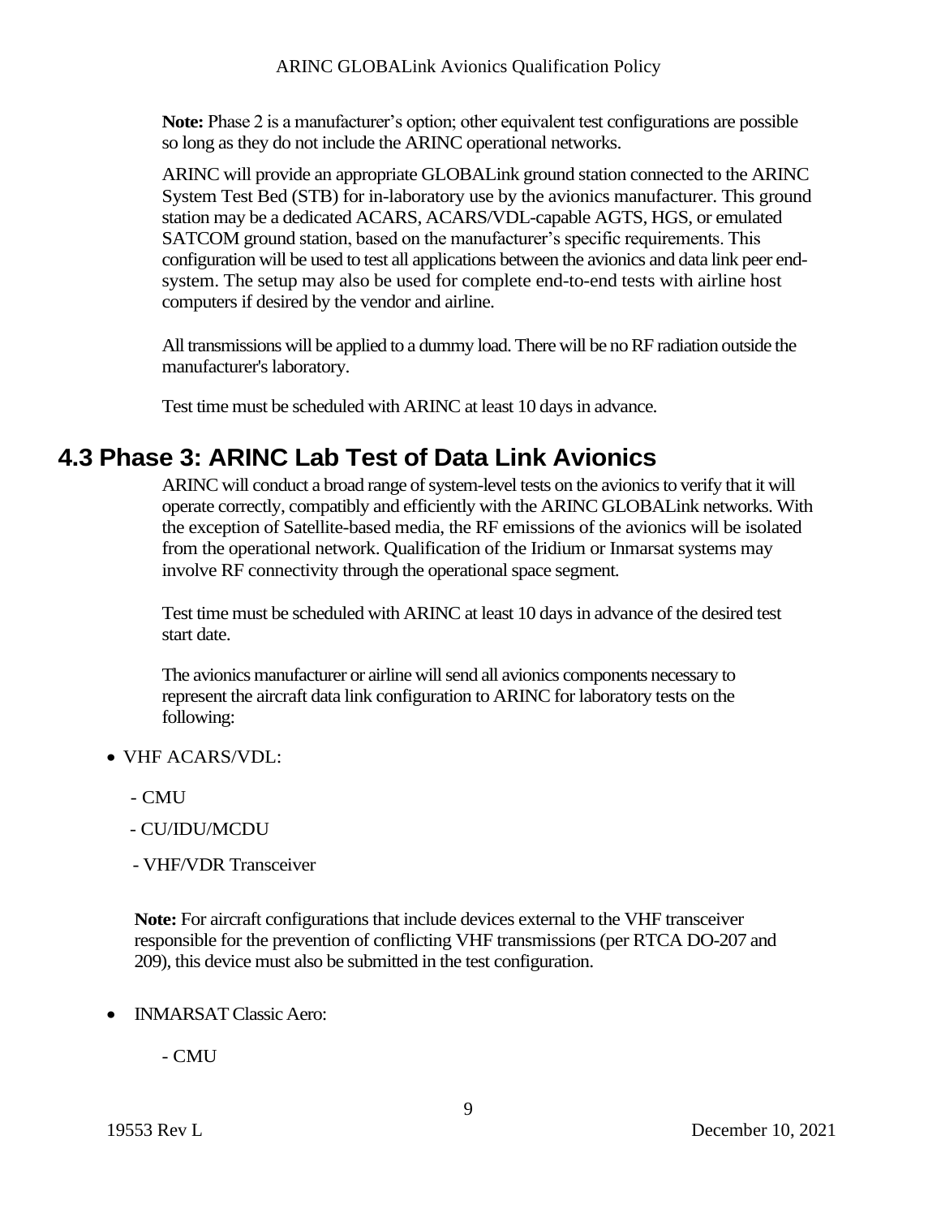**Note:** Phase 2 is a manufacturer's option; other equivalent test configurations are possible so long as they do not include the ARINC operational networks.

ARINC will provide an appropriate GLOBALink ground station connected to the ARINC System Test Bed (STB) for in-laboratory use by the avionics manufacturer. This ground station may be a dedicated ACARS, ACARS/VDL-capable AGTS, HGS, or emulated SATCOM ground station, based on the manufacturer's specific requirements. This configuration will be used to test all applications between the avionics and data link peer end-system. The setup may also be used for complete end-to-end tests with airline host computers if desired by the vendor and airline.

All transmissions will be applied to a dummy load. There will be no RF radiation outside the manufacturer's laboratory.

Test time must be scheduled with ARINC at least 10 days in advance.

## 4.3 Phase 3: ARINC Lab Test of Data Link Avionics

ARINC will conduct a broad range of system-level tests on the avionics to verify that it will operate correctly, compatibly and efficiently with the ARINC GLOBALink networks. With the exception of Satellite-based media, the RF emissions of the avionics will be isolated from the operational network. Qualification of the Iridium or Inmarsat systems may involve RF connectivity through the operational space segment.

Test time must be scheduled with ARINC at least 10 days in advance of the desired test start date.

The avionics manufacturer or airline will send all avionics components necessary to represent the aircraft data link configuration to ARINC for laboratory tests on the following:

- VHF ACARS/VDL:
  - CMU
  - CU/IDU/MCDU
  - VHF/VDR Transceiver

  **Note:** For aircraft configurations that include devices external to the VHF transceiver responsible for the prevention of conflicting VHF transmissions (per RTCA DO-207 and 209), this device must also be submitted in the test configuration.

- INMARSAT Classic Aero:
  - CMU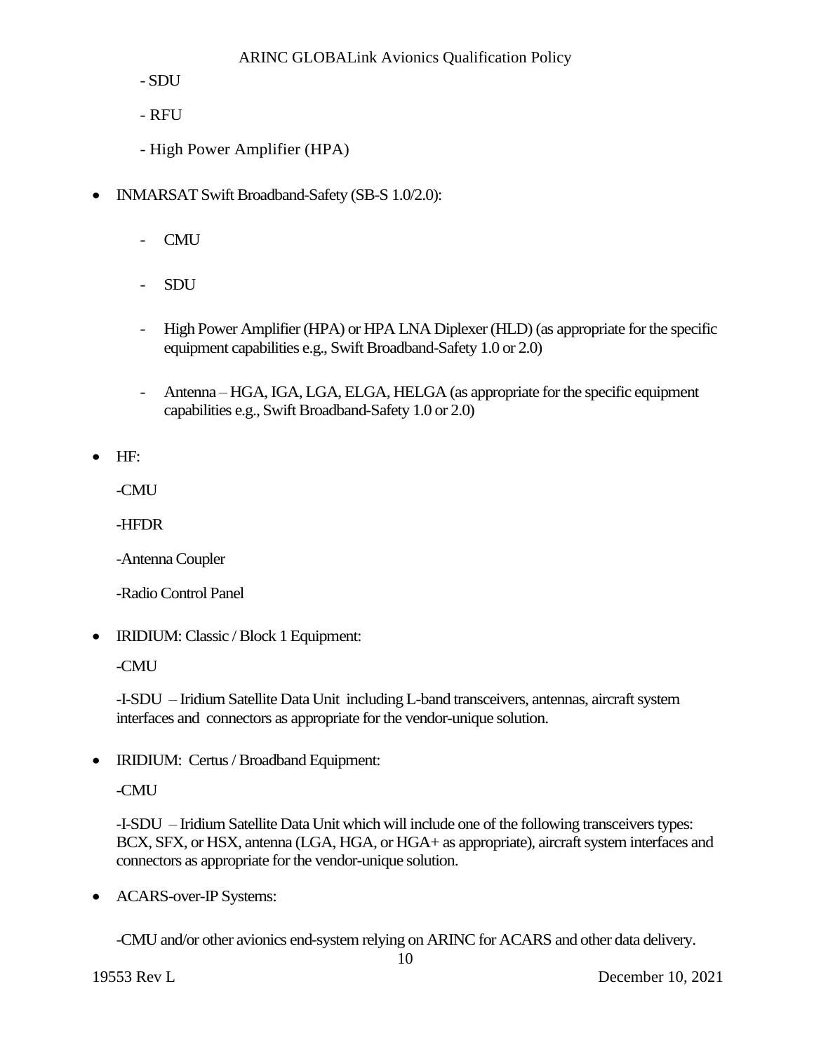- SDU

- RFU

- High Power Amplifier (HPA)

- INMARSAT Swift Broadband-Safety (SB-S 1.0/2.0):

  - CMU

  - SDU

  - High Power Amplifier (HPA) or HPA LNA Diplexer (HLD) (as appropriate for the specific equipment capabilities e.g., Swift Broadband-Safety 1.0 or 2.0)

  - Antenna – HGA, IGA, LGA, ELGA, HELGA (as appropriate for the specific equipment capabilities e.g., Swift Broadband-Safety 1.0 or 2.0)

- HF:

  -CMU

  -HFDR

  -Antenna Coupler

  -Radio Control Panel

- IRIDIUM: Classic / Block 1 Equipment:

  -CMU

  -I-SDU – Iridium Satellite Data Unit including L-band transceivers, antennas, aircraft system interfaces and connectors as appropriate for the vendor-unique solution.

- IRIDIUM: Certus / Broadband Equipment:

  -CMU

  -I-SDU – Iridium Satellite Data Unit which will include one of the following transceivers types: BCX, SFX, or HSX, antenna (LGA, HGA, or HGA+ as appropriate), aircraft system interfaces and connectors as appropriate for the vendor-unique solution.

- ACARS-over-IP Systems:

  -CMU and/or other avionics end-system relying on ARINC for ACARS and other data delivery.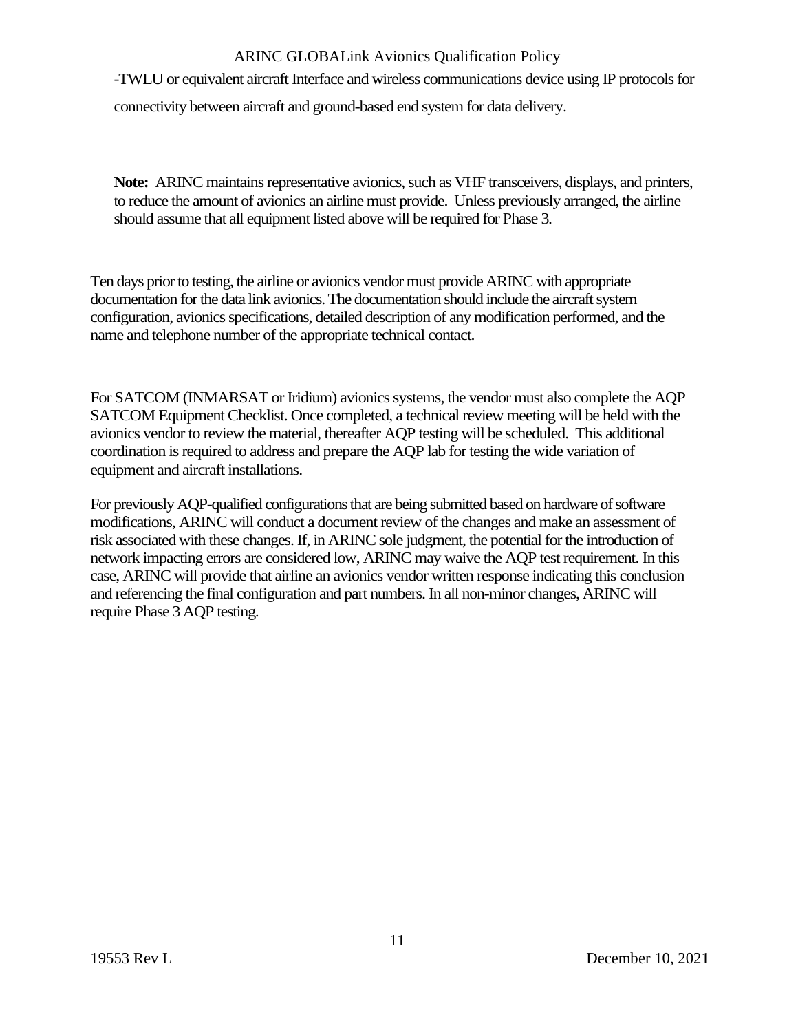-TWLU or equivalent aircraft Interface and wireless communications device using IP protocols for connectivity between aircraft and ground-based end system for data delivery.

**Note:** ARINC maintains representative avionics, such as VHF transceivers, displays, and printers, to reduce the amount of avionics an airline must provide. Unless previously arranged, the airline should assume that all equipment listed above will be required for Phase 3.

Ten days prior to testing, the airline or avionics vendor must provide ARINC with appropriate documentation for the data link avionics. The documentation should include the aircraft system configuration, avionics specifications, detailed description of any modification performed, and the name and telephone number of the appropriate technical contact.

For SATCOM (INMARSAT or Iridium) avionics systems, the vendor must also complete the AQP SATCOM Equipment Checklist. Once completed, a technical review meeting will be held with the avionics vendor to review the material, thereafter AQP testing will be scheduled. This additional coordination is required to address and prepare the AQP lab for testing the wide variation of equipment and aircraft installations.

For previously AQP-qualified configurations that are being submitted based on hardware of software modifications, ARINC will conduct a document review of the changes and make an assessment of risk associated with these changes. If, in ARINC sole judgment, the potential for the introduction of network impacting errors are considered low, ARINC may waive the AQP test requirement. In this case, ARINC will provide that airline an avionics vendor written response indicating this conclusion and referencing the final configuration and part numbers. In all non-minor changes, ARINC will require Phase 3 AQP testing.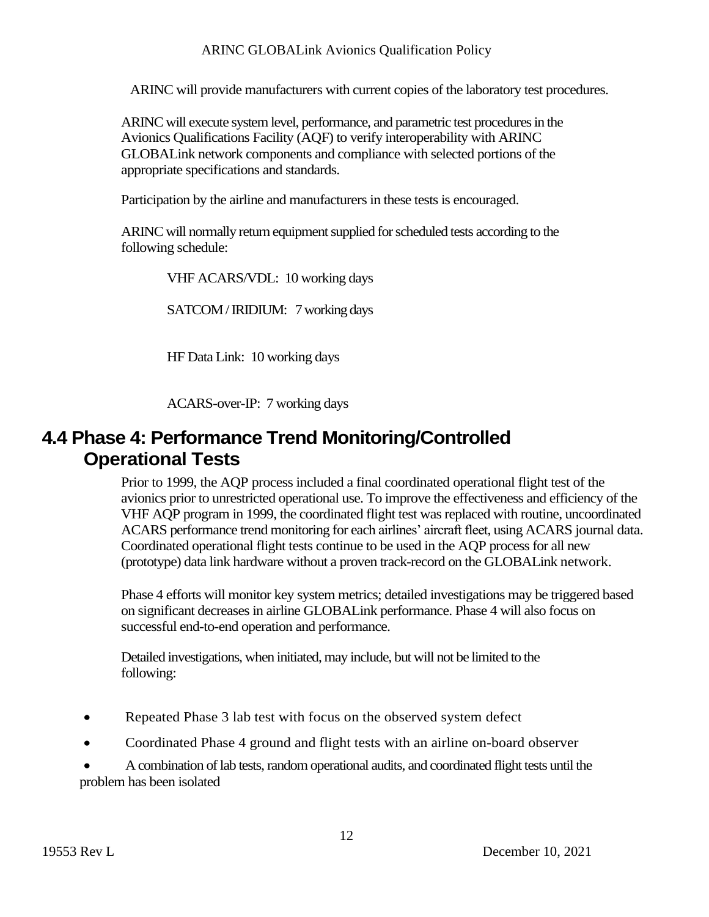ARINC will provide manufacturers with current copies of the laboratory test procedures.

ARINC will execute system level, performance, and parametric test procedures in the Avionics Qualifications Facility (AQF) to verify interoperability with ARINC GLOBALink network components and compliance with selected portions of the appropriate specifications and standards.

Participation by the airline and manufacturers in these tests is encouraged.

ARINC will normally return equipment supplied for scheduled tests according to the following schedule:

VHF ACARS/VDL: 10 working days

SATCOM / IRIDIUM: 7 working days

HF Data Link: 10 working days

ACARS-over-IP: 7 working days

## 4.4 Phase 4: Performance Trend Monitoring/Controlled Operational Tests

Prior to 1999, the AQP process included a final coordinated operational flight test of the avionics prior to unrestricted operational use. To improve the effectiveness and efficiency of the VHF AQP program in 1999, the coordinated flight test was replaced with routine, uncoordinated ACARS performance trend monitoring for each airlines' aircraft fleet, using ACARS journal data. Coordinated operational flight tests continue to be used in the AQP process for all new (prototype) data link hardware without a proven track-record on the GLOBALink network.

Phase 4 efforts will monitor key system metrics; detailed investigations may be triggered based on significant decreases in airline GLOBALink performance. Phase 4 will also focus on successful end-to-end operation and performance.

Detailed investigations, when initiated, may include, but will not be limited to the following:

- Repeated Phase 3 lab test with focus on the observed system defect
- Coordinated Phase 4 ground and flight tests with an airline on-board observer
- A combination of lab tests, random operational audits, and coordinated flight tests until the problem has been isolated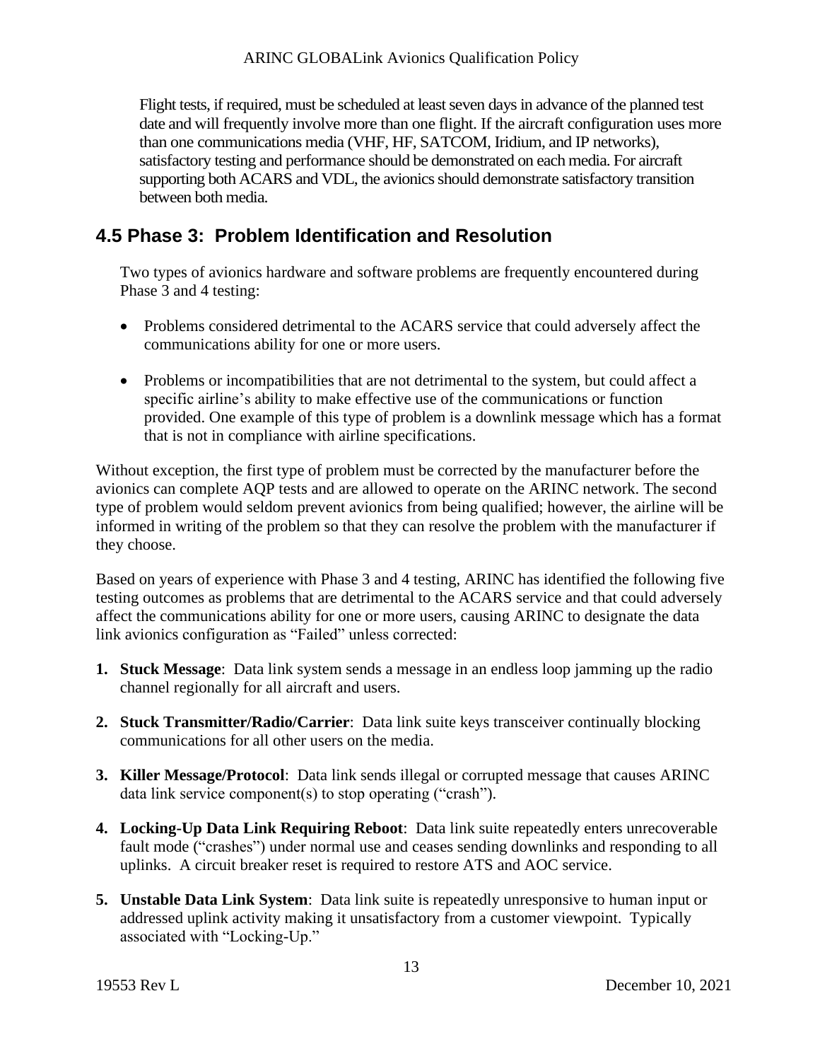Flight tests, if required, must be scheduled at least seven days in advance of the planned test date and will frequently involve more than one flight. If the aircraft configuration uses more than one communications media (VHF, HF, SATCOM, Iridium, and IP networks), satisfactory testing and performance should be demonstrated on each media. For aircraft supporting both ACARS and VDL, the avionics should demonstrate satisfactory transition between both media.

## 4.5 Phase 3: Problem Identification and Resolution

Two types of avionics hardware and software problems are frequently encountered during Phase 3 and 4 testing:

- Problems considered detrimental to the ACARS service that could adversely affect the communications ability for one or more users.
- Problems or incompatibilities that are not detrimental to the system, but could affect a specific airline's ability to make effective use of the communications or function provided. One example of this type of problem is a downlink message which has a format that is not in compliance with airline specifications.

Without exception, the first type of problem must be corrected by the manufacturer before the avionics can complete AQP tests and are allowed to operate on the ARINC network. The second type of problem would seldom prevent avionics from being qualified; however, the airline will be informed in writing of the problem so that they can resolve the problem with the manufacturer if they choose.

Based on years of experience with Phase 3 and 4 testing, ARINC has identified the following five testing outcomes as problems that are detrimental to the ACARS service and that could adversely affect the communications ability for one or more users, causing ARINC to designate the data link avionics configuration as "Failed" unless corrected:

1. **Stuck Message**: Data link system sends a message in an endless loop jamming up the radio channel regionally for all aircraft and users.
2. **Stuck Transmitter/Radio/Carrier**: Data link suite keys transceiver continually blocking communications for all other users on the media.
3. **Killer Message/Protocol**: Data link sends illegal or corrupted message that causes ARINC data link service component(s) to stop operating ("crash").
4. **Locking-Up Data Link Requiring Reboot**: Data link suite repeatedly enters unrecoverable fault mode ("crashes") under normal use and ceases sending downlinks and responding to all uplinks. A circuit breaker reset is required to restore ATS and AOC service.
5. **Unstable Data Link System**: Data link suite is repeatedly unresponsive to human input or addressed uplink activity making it unsatisfactory from a customer viewpoint. Typically associated with "Locking-Up."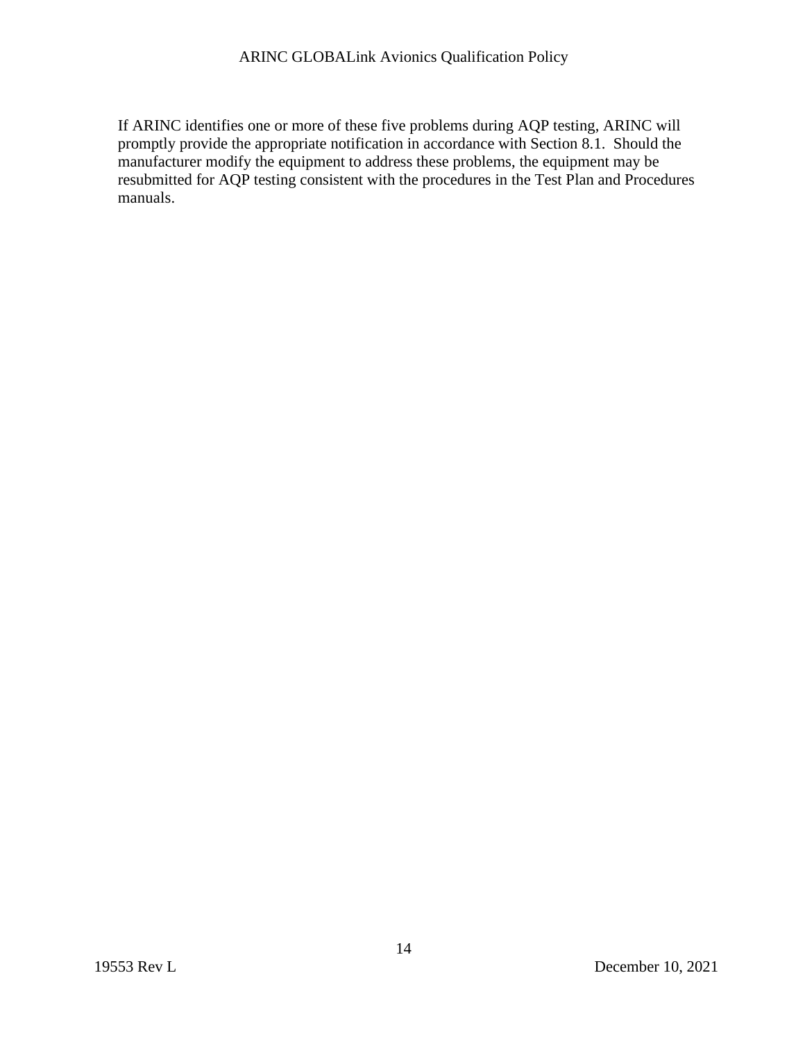If ARINC identifies one or more of these five problems during AQP testing, ARINC will promptly provide the appropriate notification in accordance with Section 8.1. Should the manufacturer modify the equipment to address these problems, the equipment may be resubmitted for AQP testing consistent with the procedures in the Test Plan and Procedures manuals.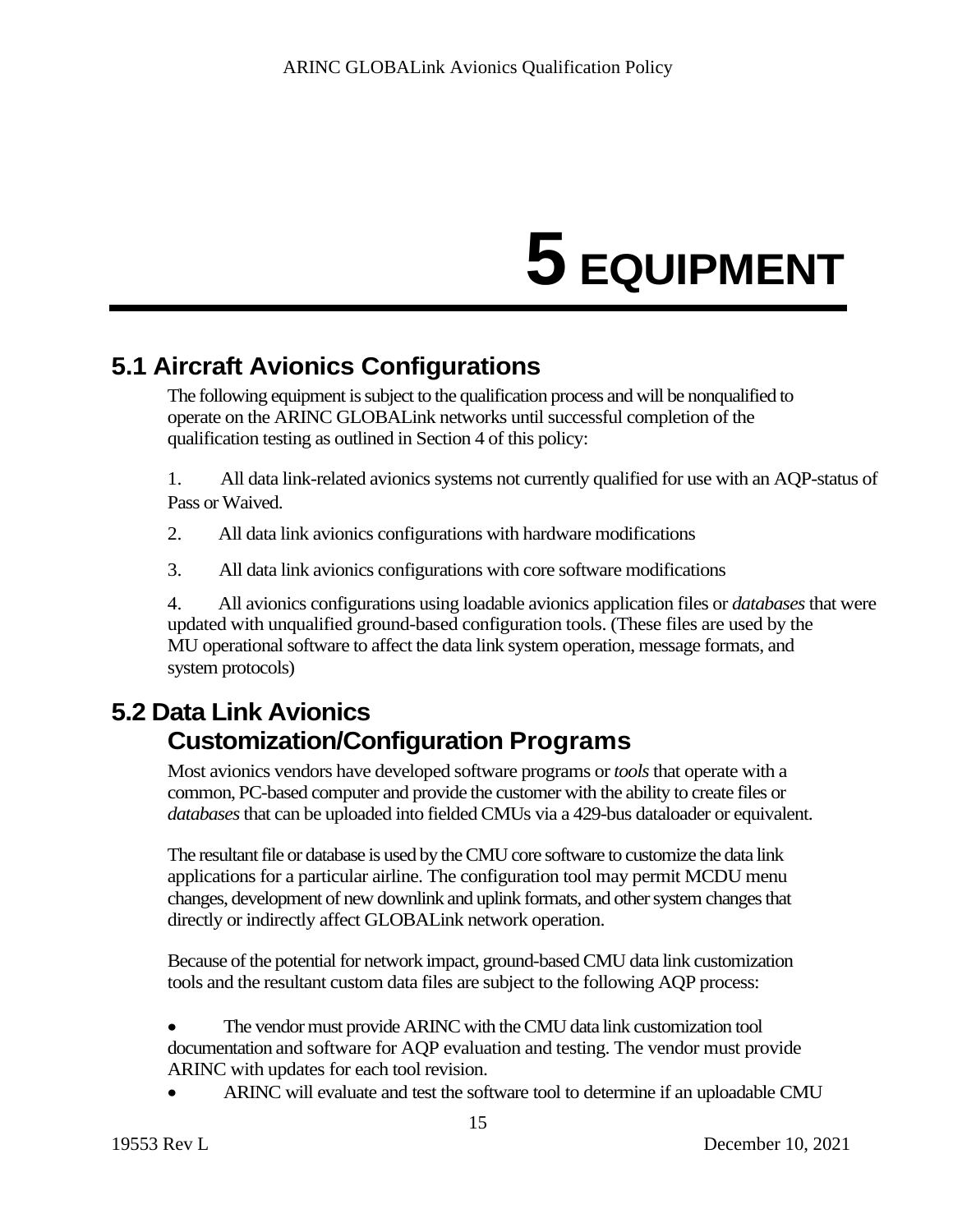# 5 EQUIPMENT

## 5.1 Aircraft Avionics Configurations

The following equipment is subject to the qualification process and will be nonqualified to operate on the ARINC GLOBALink networks until successful completion of the qualification testing as outlined in Section 4 of this policy:

1. All data link-related avionics systems not currently qualified for use with an AQP-status of Pass or Waived.
2. All data link avionics configurations with hardware modifications
3. All data link avionics configurations with core software modifications
4. All avionics configurations using loadable avionics application files or *databases* that were updated with unqualified ground-based configuration tools. (These files are used by the MU operational software to affect the data link system operation, message formats, and system protocols)

## 5.2 Data Link Avionics Customization/Configuration Programs

Most avionics vendors have developed software programs or *tools* that operate with a common, PC-based computer and provide the customer with the ability to create files or *databases* that can be uploaded into fielded CMUs via a 429-bus dataloader or equivalent.

The resultant file or database is used by the CMU core software to customize the data link applications for a particular airline. The configuration tool may permit MCDU menu changes, development of new downlink and uplink formats, and other system changes that directly or indirectly affect GLOBALink network operation.

Because of the potential for network impact, ground-based CMU data link customization tools and the resultant custom data files are subject to the following AQP process:

- The vendor must provide ARINC with the CMU data link customization tool documentation and software for AQP evaluation and testing. The vendor must provide ARINC with updates for each tool revision.
- ARINC will evaluate and test the software tool to determine if an uploadable CMU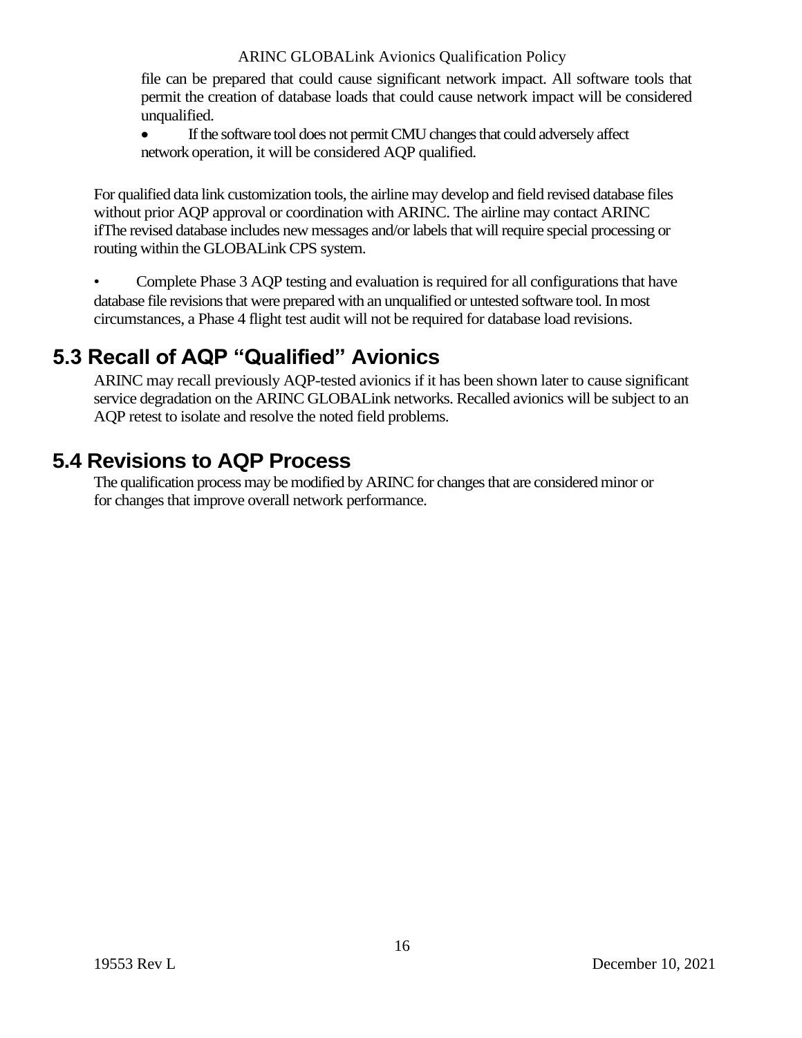file can be prepared that could cause significant network impact. All software tools that permit the creation of database loads that could cause network impact will be considered unqualified.

- If the software tool does not permit CMU changes that could adversely affect network operation, it will be considered AQP qualified.

For qualified data link customization tools, the airline may develop and field revised database files without prior AQP approval or coordination with ARINC. The airline may contact ARINC ifThe revised database includes new messages and/or labels that will require special processing or routing within the GLOBALink CPS system.

- Complete Phase 3 AQP testing and evaluation is required for all configurations that have database file revisions that were prepared with an unqualified or untested software tool. In most circumstances, a Phase 4 flight test audit will not be required for database load revisions.

## 5.3 Recall of AQP "Qualified" Avionics

ARINC may recall previously AQP-tested avionics if it has been shown later to cause significant service degradation on the ARINC GLOBALink networks. Recalled avionics will be subject to an AQP retest to isolate and resolve the noted field problems.

## 5.4 Revisions to AQP Process

The qualification process may be modified by ARINC for changes that are considered minor or for changes that improve overall network performance.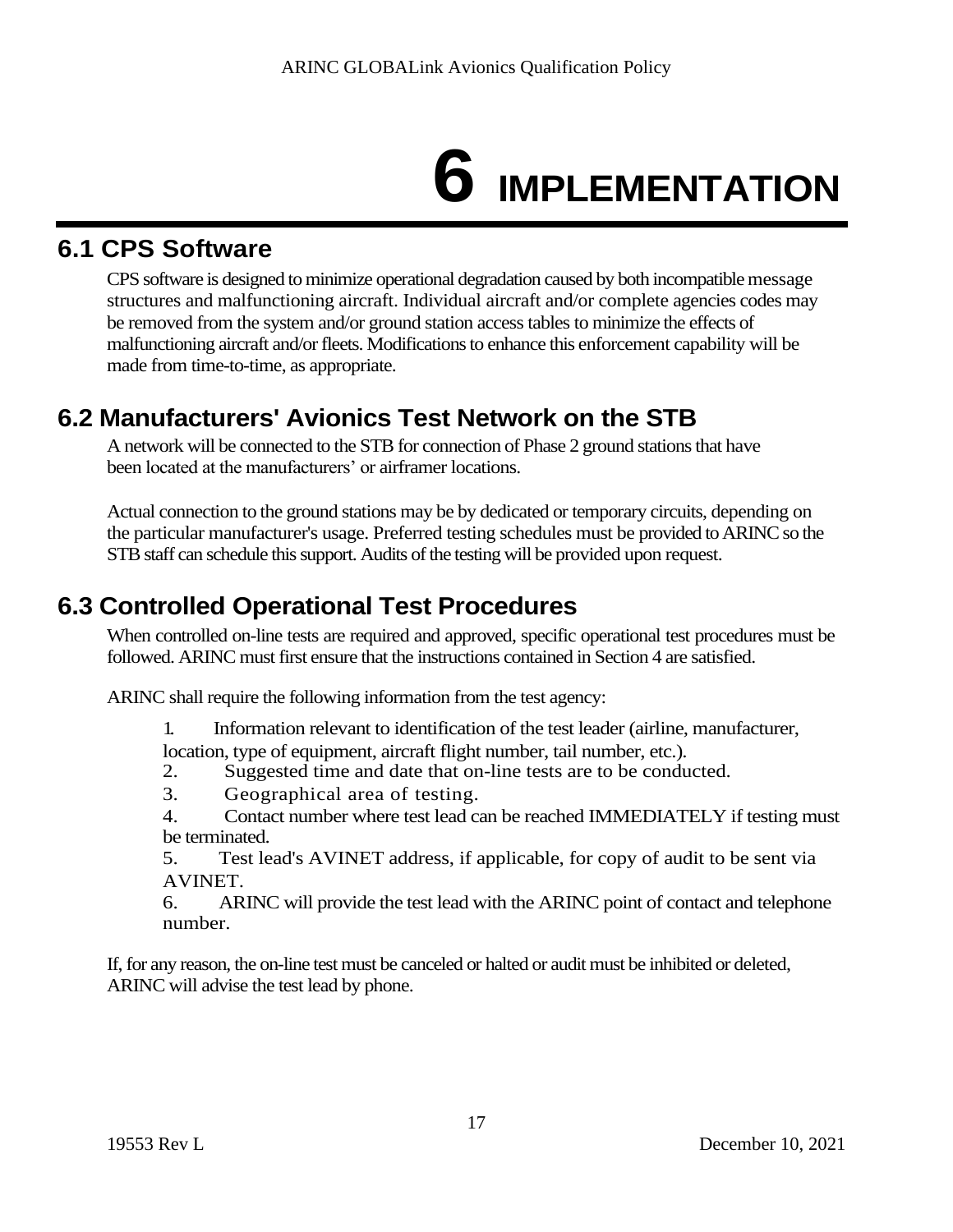# 6 IMPLEMENTATION

## 6.1 CPS Software

CPS software is designed to minimize operational degradation caused by both incompatible message structures and malfunctioning aircraft. Individual aircraft and/or complete agencies codes may be removed from the system and/or ground station access tables to minimize the effects of malfunctioning aircraft and/or fleets. Modifications to enhance this enforcement capability will be made from time-to-time, as appropriate.

## 6.2 Manufacturers' Avionics Test Network on the STB

A network will be connected to the STB for connection of Phase 2 ground stations that have been located at the manufacturers' or airframer locations.

Actual connection to the ground stations may be by dedicated or temporary circuits, depending on the particular manufacturer's usage. Preferred testing schedules must be provided to ARINC so the STB staff can schedule this support. Audits of the testing will be provided upon request.

## 6.3 Controlled Operational Test Procedures

When controlled on-line tests are required and approved, specific operational test procedures must be followed. ARINC must first ensure that the instructions contained in Section 4 are satisfied.

ARINC shall require the following information from the test agency:

1. Information relevant to identification of the test leader (airline, manufacturer, location, type of equipment, aircraft flight number, tail number, etc.).
2. Suggested time and date that on-line tests are to be conducted.
3. Geographical area of testing.
4. Contact number where test lead can be reached IMMEDIATELY if testing must be terminated.
5. Test lead's AVINET address, if applicable, for copy of audit to be sent via AVINET.
6. ARINC will provide the test lead with the ARINC point of contact and telephone number.

If, for any reason, the on-line test must be canceled or halted or audit must be inhibited or deleted, ARINC will advise the test lead by phone.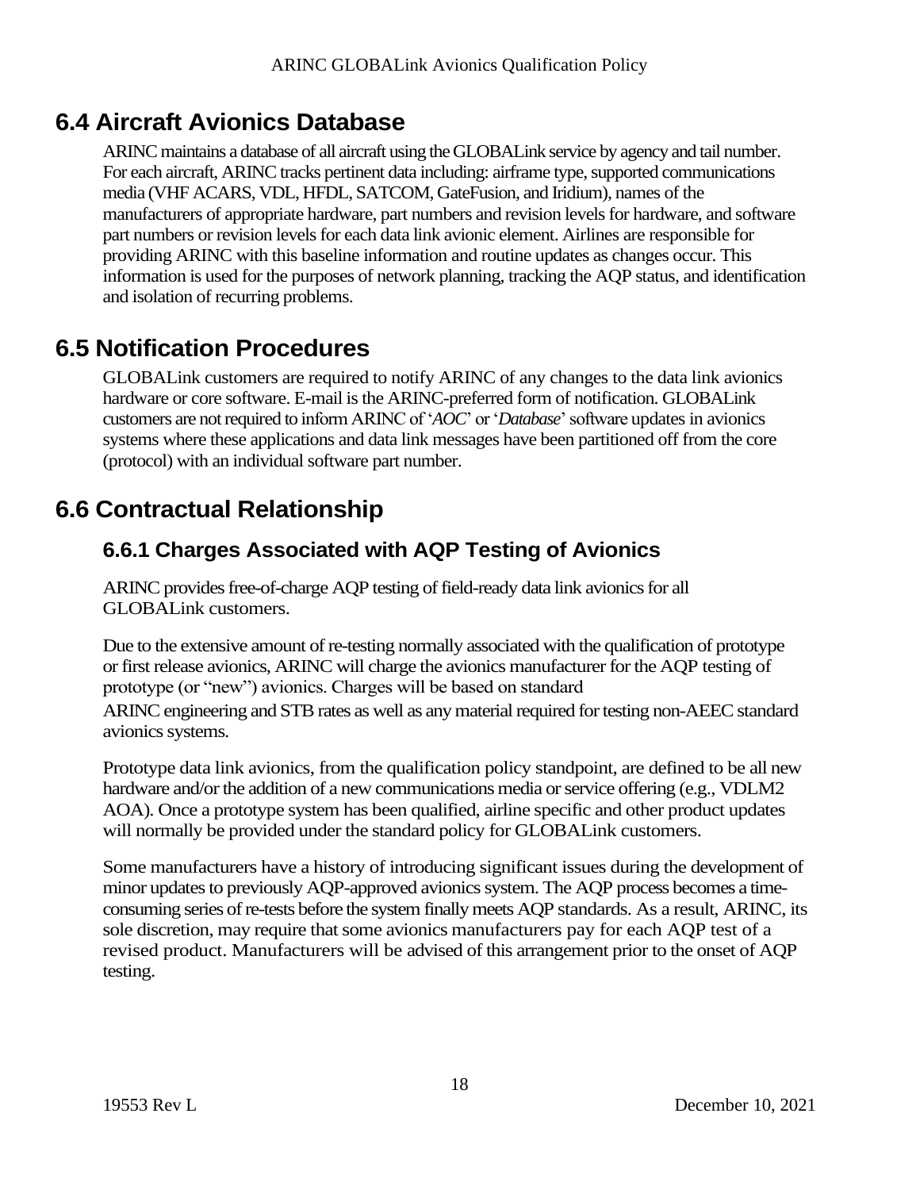## 6.4 Aircraft Avionics Database

ARINC maintains a database of all aircraft using the GLOBALink service by agency and tail number. For each aircraft, ARINC tracks pertinent data including: airframe type, supported communications media (VHF ACARS, VDL, HFDL, SATCOM, GateFusion, and Iridium), names of the manufacturers of appropriate hardware, part numbers and revision levels for hardware, and software part numbers or revision levels for each data link avionic element. Airlines are responsible for providing ARINC with this baseline information and routine updates as changes occur. This information is used for the purposes of network planning, tracking the AQP status, and identification and isolation of recurring problems.

## 6.5 Notification Procedures

GLOBALink customers are required to notify ARINC of any changes to the data link avionics hardware or core software. E-mail is the ARINC-preferred form of notification. GLOBALink customers are not required to inform ARINC of '*AOC*' or '*Database*' software updates in avionics systems where these applications and data link messages have been partitioned off from the core (protocol) with an individual software part number.

## 6.6 Contractual Relationship

### 6.6.1 Charges Associated with AQP Testing of Avionics

ARINC provides free-of-charge AQP testing of field-ready data link avionics for all GLOBALink customers.

Due to the extensive amount of re-testing normally associated with the qualification of prototype or first release avionics, ARINC will charge the avionics manufacturer for the AQP testing of prototype (or "new") avionics. Charges will be based on standard ARINC engineering and STB rates as well as any material required for testing non-AEEC standard avionics systems.

Prototype data link avionics, from the qualification policy standpoint, are defined to be all new hardware and/or the addition of a new communications media or service offering (e.g., VDLM2 AOA). Once a prototype system has been qualified, airline specific and other product updates will normally be provided under the standard policy for GLOBALink customers.

Some manufacturers have a history of introducing significant issues during the development of minor updates to previously AQP-approved avionics system. The AQP process becomes a time-consuming series of re-tests before the system finally meets AQP standards. As a result, ARINC, its sole discretion, may require that some avionics manufacturers pay for each AQP test of a revised product. Manufacturers will be advised of this arrangement prior to the onset of AQP testing.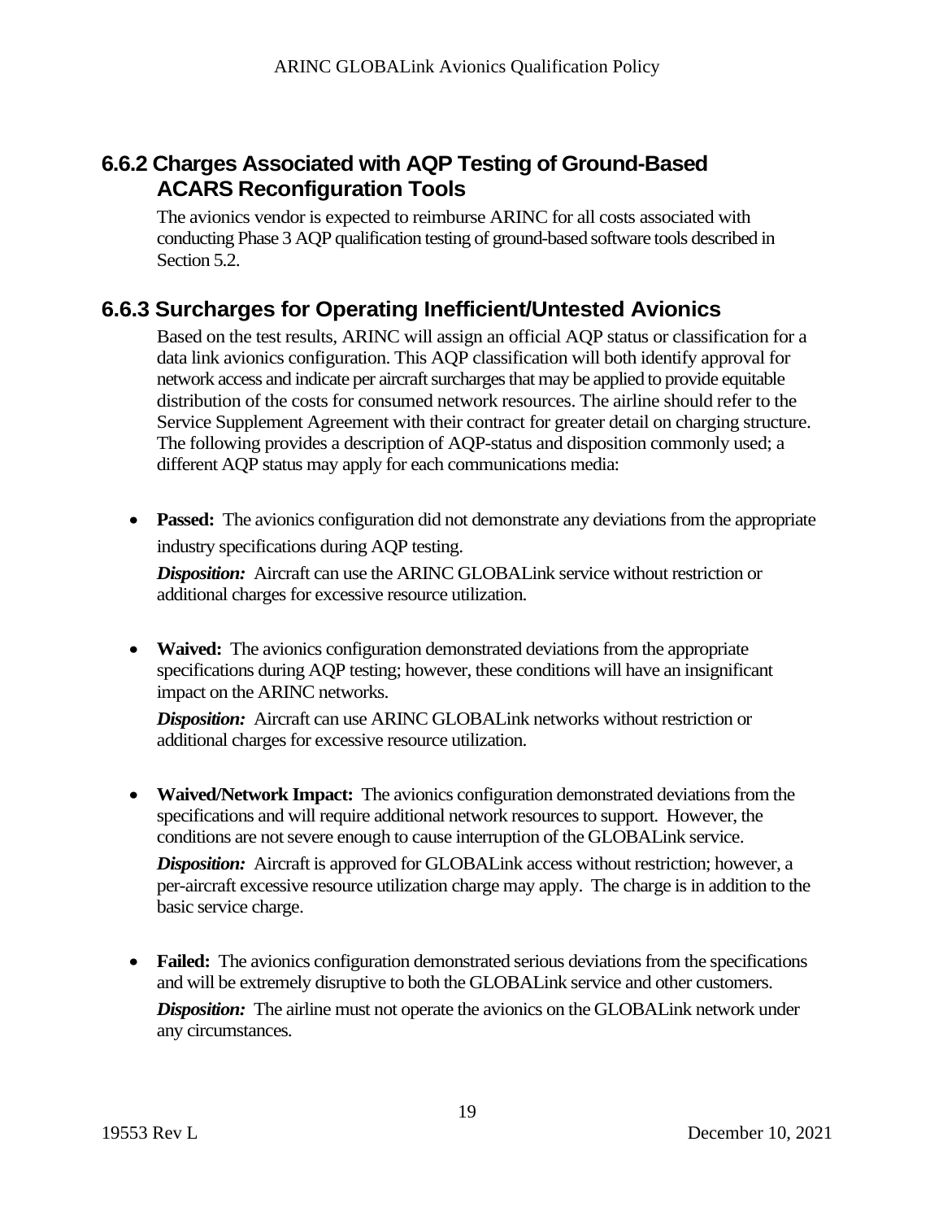### 6.6.2 Charges Associated with AQP Testing of Ground-Based ACARS Reconfiguration Tools

The avionics vendor is expected to reimburse ARINC for all costs associated with conducting Phase 3 AQP qualification testing of ground-based software tools described in Section 5.2.

### 6.6.3 Surcharges for Operating Inefficient/Untested Avionics

Based on the test results, ARINC will assign an official AQP status or classification for a data link avionics configuration. This AQP classification will both identify approval for network access and indicate per aircraft surcharges that may be applied to provide equitable distribution of the costs for consumed network resources. The airline should refer to the Service Supplement Agreement with their contract for greater detail on charging structure. The following provides a description of AQP-status and disposition commonly used; a different AQP status may apply for each communications media:

- **Passed:** The avionics configuration did not demonstrate any deviations from the appropriate industry specifications during AQP testing.

  ***Disposition:*** Aircraft can use the ARINC GLOBALink service without restriction or additional charges for excessive resource utilization.

- **Waived:** The avionics configuration demonstrated deviations from the appropriate specifications during AQP testing; however, these conditions will have an insignificant impact on the ARINC networks.

  ***Disposition:*** Aircraft can use ARINC GLOBALink networks without restriction or additional charges for excessive resource utilization.

- **Waived/Network Impact:** The avionics configuration demonstrated deviations from the specifications and will require additional network resources to support. However, the conditions are not severe enough to cause interruption of the GLOBALink service.

  ***Disposition:*** Aircraft is approved for GLOBALink access without restriction; however, a per-aircraft excessive resource utilization charge may apply. The charge is in addition to the basic service charge.

- **Failed:** The avionics configuration demonstrated serious deviations from the specifications and will be extremely disruptive to both the GLOBALink service and other customers.

  ***Disposition:*** The airline must not operate the avionics on the GLOBALink network under any circumstances.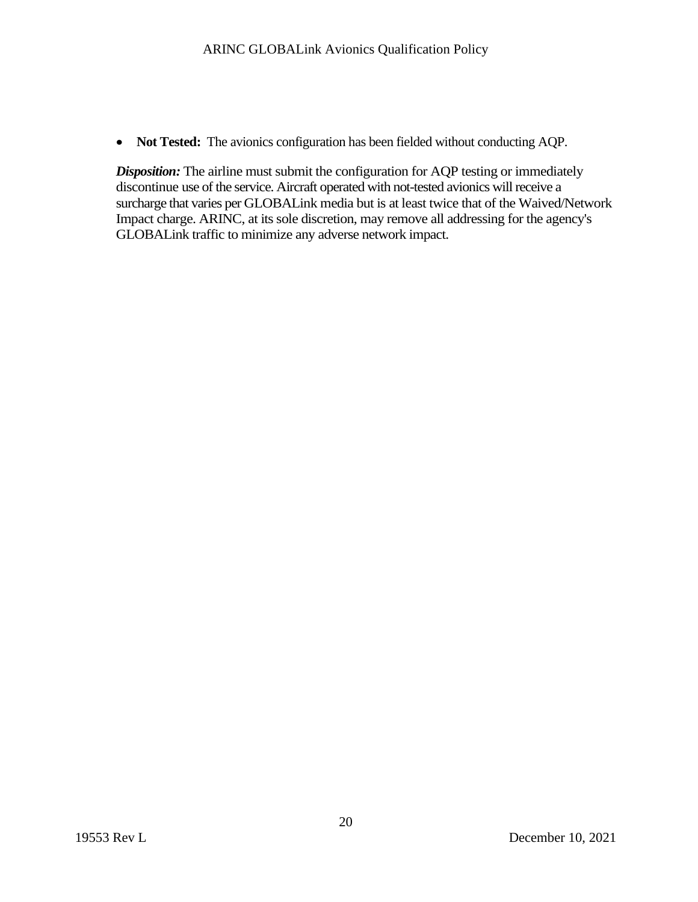- **Not Tested:** The avionics configuration has been fielded without conducting AQP.

***Disposition:*** The airline must submit the configuration for AQP testing or immediately discontinue use of the service. Aircraft operated with not-tested avionics will receive a surcharge that varies per GLOBALink media but is at least twice that of the Waived/Network Impact charge. ARINC, at its sole discretion, may remove all addressing for the agency's GLOBALink traffic to minimize any adverse network impact.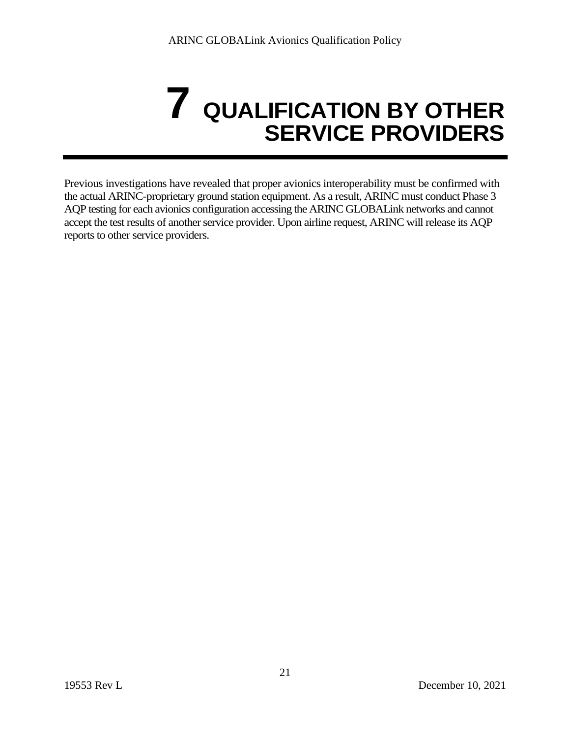# 7 QUALIFICATION BY OTHER SERVICE PROVIDERS

Previous investigations have revealed that proper avionics interoperability must be confirmed with the actual ARINC-proprietary ground station equipment. As a result, ARINC must conduct Phase 3 AQP testing for each avionics configuration accessing the ARINC GLOBALink networks and cannot accept the test results of another service provider. Upon airline request, ARINC will release its AQP reports to other service providers.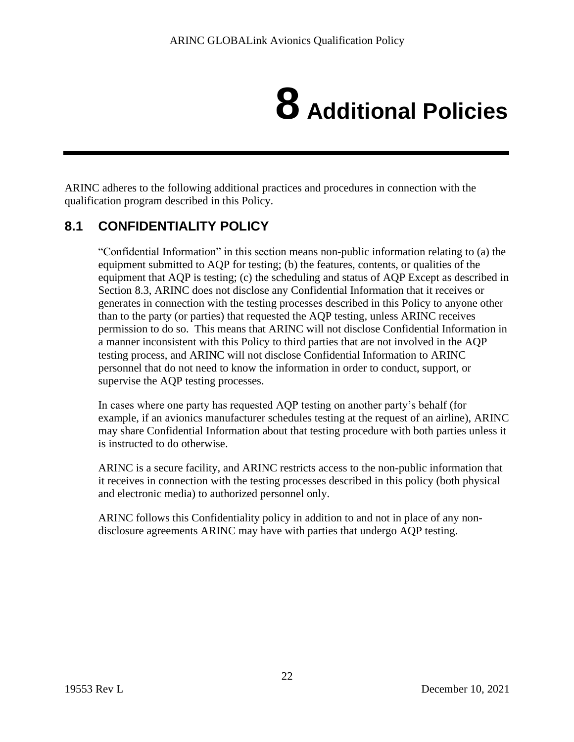# 8 Additional Policies

ARINC adheres to the following additional practices and procedures in connection with the qualification program described in this Policy.

## 8.1 CONFIDENTIALITY POLICY

"Confidential Information" in this section means non-public information relating to (a) the equipment submitted to AQP for testing; (b) the features, contents, or qualities of the equipment that AQP is testing; (c) the scheduling and status of AQP Except as described in Section 8.3, ARINC does not disclose any Confidential Information that it receives or generates in connection with the testing processes described in this Policy to anyone other than to the party (or parties) that requested the AQP testing, unless ARINC receives permission to do so. This means that ARINC will not disclose Confidential Information in a manner inconsistent with this Policy to third parties that are not involved in the AQP testing process, and ARINC will not disclose Confidential Information to ARINC personnel that do not need to know the information in order to conduct, support, or supervise the AQP testing processes.

In cases where one party has requested AQP testing on another party's behalf (for example, if an avionics manufacturer schedules testing at the request of an airline), ARINC may share Confidential Information about that testing procedure with both parties unless it is instructed to do otherwise.

ARINC is a secure facility, and ARINC restricts access to the non-public information that it receives in connection with the testing processes described in this policy (both physical and electronic media) to authorized personnel only.

ARINC follows this Confidentiality policy in addition to and not in place of any non-disclosure agreements ARINC may have with parties that undergo AQP testing.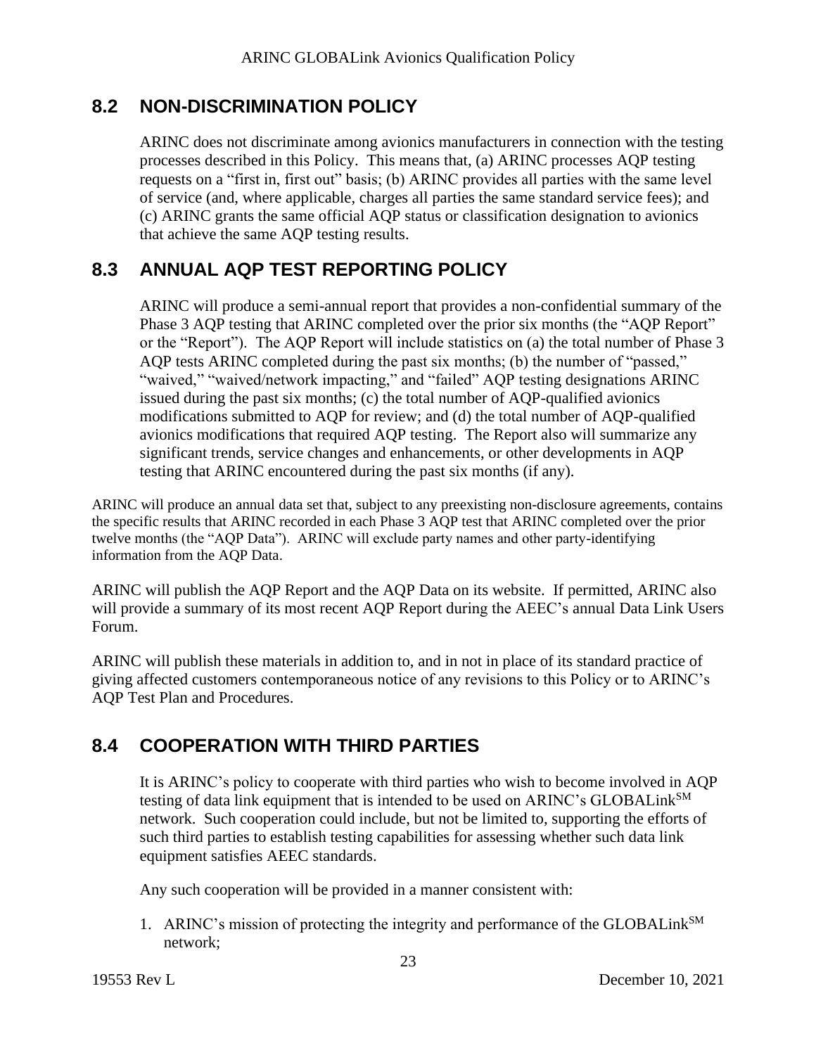## 8.2 NON-DISCRIMINATION POLICY

ARINC does not discriminate among avionics manufacturers in connection with the testing processes described in this Policy. This means that, (a) ARINC processes AQP testing requests on a "first in, first out" basis; (b) ARINC provides all parties with the same level of service (and, where applicable, charges all parties the same standard service fees); and (c) ARINC grants the same official AQP status or classification designation to avionics that achieve the same AQP testing results.

## 8.3 ANNUAL AQP TEST REPORTING POLICY

ARINC will produce a semi-annual report that provides a non-confidential summary of the Phase 3 AQP testing that ARINC completed over the prior six months (the "AQP Report" or the "Report"). The AQP Report will include statistics on (a) the total number of Phase 3 AQP tests ARINC completed during the past six months; (b) the number of "passed," "waived," "waived/network impacting," and "failed" AQP testing designations ARINC issued during the past six months; (c) the total number of AQP-qualified avionics modifications submitted to AQP for review; and (d) the total number of AQP-qualified avionics modifications that required AQP testing. The Report also will summarize any significant trends, service changes and enhancements, or other developments in AQP testing that ARINC encountered during the past six months (if any).

ARINC will produce an annual data set that, subject to any preexisting non-disclosure agreements, contains the specific results that ARINC recorded in each Phase 3 AQP test that ARINC completed over the prior twelve months (the "AQP Data"). ARINC will exclude party names and other party-identifying information from the AQP Data.

ARINC will publish the AQP Report and the AQP Data on its website. If permitted, ARINC also will provide a summary of its most recent AQP Report during the AEEC's annual Data Link Users Forum.

ARINC will publish these materials in addition to, and in not in place of its standard practice of giving affected customers contemporaneous notice of any revisions to this Policy or to ARINC's AQP Test Plan and Procedures.

## 8.4 COOPERATION WITH THIRD PARTIES

It is ARINC's policy to cooperate with third parties who wish to become involved in AQP testing of data link equipment that is intended to be used on ARINC's GLOBALink[SM] network. Such cooperation could include, but not be limited to, supporting the efforts of such third parties to establish testing capabilities for assessing whether such data link equipment satisfies AEEC standards.

Any such cooperation will be provided in a manner consistent with:

1. ARINC's mission of protecting the integrity and performance of the GLOBALink[SM] network;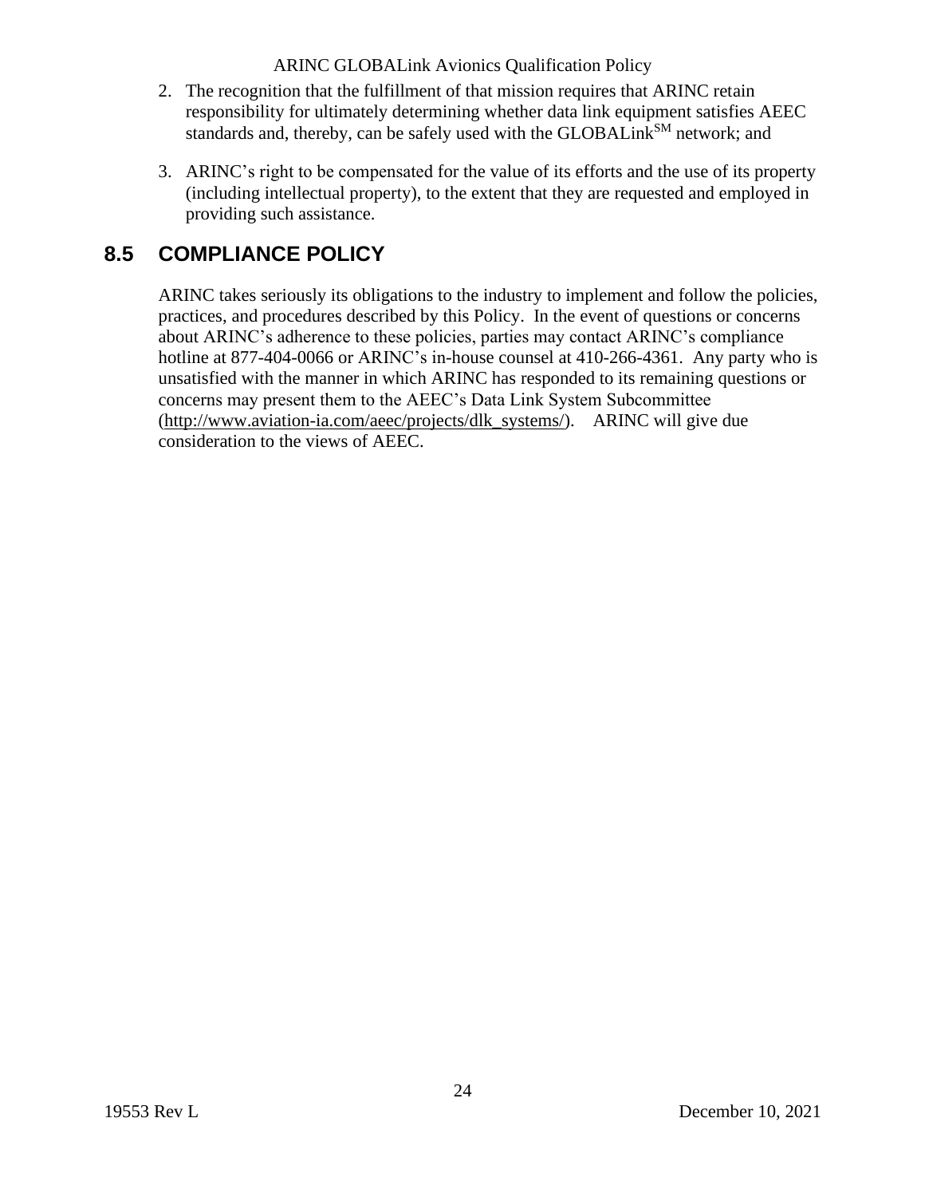2. The recognition that the fulfillment of that mission requires that ARINC retain responsibility for ultimately determining whether data link equipment satisfies AEEC standards and, thereby, can be safely used with the GLOBALink[SM] network; and

3. ARINC's right to be compensated for the value of its efforts and the use of its property (including intellectual property), to the extent that they are requested and employed in providing such assistance.

## 8.5 COMPLIANCE POLICY

ARINC takes seriously its obligations to the industry to implement and follow the policies, practices, and procedures described by this Policy. In the event of questions or concerns about ARINC's adherence to these policies, parties may contact ARINC's compliance hotline at 877-404-0066 or ARINC's in-house counsel at 410-266-4361. Any party who is unsatisfied with the manner in which ARINC has responded to its remaining questions or concerns may present them to the AEEC's Data Link System Subcommittee (http://www.aviation-ia.com/aeec/projects/dlk_systems/). ARINC will give due consideration to the views of AEEC.